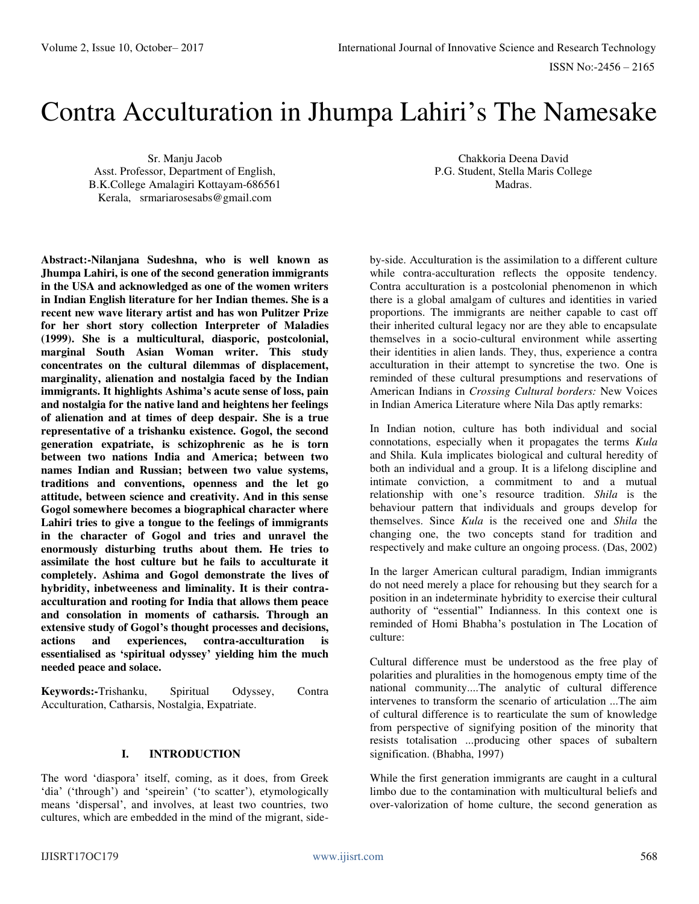# Contra Acculturation in Jhumpa Lahiri's The Namesake

Sr. Manju Jacob
Asst. Professor, Department of English,
B.K.College Amalagiri Kottayam-686561
Kerala, srmariarosesabs@gmail.com

Chakkoria Deena David
P.G. Student, Stella Maris College
Madras.

**Abstract:-Nilanjana Sudeshna, who is well known as Jhumpa Lahiri, is one of the second generation immigrants in the USA and acknowledged as one of the women writers in Indian English literature for her Indian themes. She is a recent new wave literary artist and has won Pulitzer Prize for her short story collection Interpreter of Maladies (1999). She is a multicultural, diasporic, postcolonial, marginal South Asian Woman writer. This study concentrates on the cultural dilemmas of displacement, marginality, alienation and nostalgia faced by the Indian immigrants. It highlights Ashima's acute sense of loss, pain and nostalgia for the native land and heightens her feelings of alienation and at times of deep despair. She is a true representative of a trishanku existence. Gogol, the second generation expatriate, is schizophrenic as he is torn between two nations India and America; between two names Indian and Russian; between two value systems, traditions and conventions, openness and the let go attitude, between science and creativity. And in this sense Gogol somewhere becomes a biographical character where Lahiri tries to give a tongue to the feelings of immigrants in the character of Gogol and tries and unravel the enormously disturbing truths about them. He tries to assimilate the host culture but he fails to acculturate it completely. Ashima and Gogol demonstrate the lives of hybridity, inbetweeness and liminality. It is their contra-acculturation and rooting for India that allows them peace and consolation in moments of catharsis. Through an extensive study of Gogol's thought processes and decisions, actions and experiences, contra-acculturation is essentialised as 'spiritual odyssey' yielding him the much needed peace and solace.**

**Keywords:-**Trishanku, Spiritual Odyssey, Contra Acculturation, Catharsis, Nostalgia, Expatriate.

## I. INTRODUCTION

The word 'diaspora' itself, coming, as it does, from Greek 'dia' ('through') and 'speirein' ('to scatter'), etymologically means 'dispersal', and involves, at least two countries, two cultures, which are embedded in the mind of the migrant, side-by-side. Acculturation is the assimilation to a different culture while contra-acculturation reflects the opposite tendency. Contra acculturation is a postcolonial phenomenon in which there is a global amalgam of cultures and identities in varied proportions. The immigrants are neither capable to cast off their inherited cultural legacy nor are they able to encapsulate themselves in a socio-cultural environment while asserting their identities in alien lands. They, thus, experience a contra acculturation in their attempt to syncretise the two. One is reminded of these cultural presumptions and reservations of American Indians in *Crossing Cultural borders:* New Voices in Indian America Literature where Nila Das aptly remarks:

In Indian notion, culture has both individual and social connotations, especially when it propagates the terms *Kula* and Shila. Kula implicates biological and cultural heredity of both an individual and a group. It is a lifelong discipline and intimate conviction, a commitment to and a mutual relationship with one's resource tradition. *Shila* is the behaviour pattern that individuals and groups develop for themselves. Since *Kula* is the received one and *Shila* the changing one, the two concepts stand for tradition and respectively and make culture an ongoing process. (Das, 2002)

In the larger American cultural paradigm, Indian immigrants do not need merely a place for rehousing but they search for a position in an indeterminate hybridity to exercise their cultural authority of "essential" Indianness. In this context one is reminded of Homi Bhabha's postulation in The Location of culture:

Cultural difference must be understood as the free play of polarities and pluralities in the homogenous empty time of the national community....The analytic of cultural difference intervenes to transform the scenario of articulation ...The aim of cultural difference is to rearticulate the sum of knowledge from perspective of signifying position of the minority that resists totalisation ...producing other spaces of subaltern signification. (Bhabha, 1997)

While the first generation immigrants are caught in a cultural limbo due to the contamination with multicultural beliefs and over-valorization of home culture, the second generation as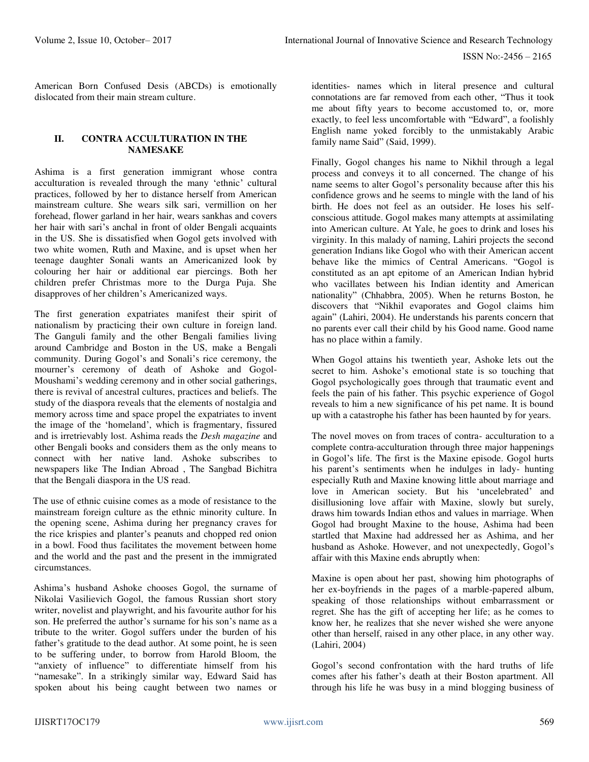American Born Confused Desis (ABCDs) is emotionally dislocated from their main stream culture.

## II. CONTRA ACCULTURATION IN THE NAMESAKE

Ashima is a first generation immigrant whose contra acculturation is revealed through the many 'ethnic' cultural practices, followed by her to distance herself from American mainstream culture. She wears silk sari, vermillion on her forehead, flower garland in her hair, wears sankhas and covers her hair with sari's anchal in front of older Bengali acquaints in the US. She is dissatisfied when Gogol gets involved with two white women, Ruth and Maxine, and is upset when her teenage daughter Sonali wants an Americanized look by colouring her hair or additional ear piercings. Both her children prefer Christmas more to the Durga Puja. She disapproves of her children's Americanized ways.

The first generation expatriates manifest their spirit of nationalism by practicing their own culture in foreign land. The Ganguli family and the other Bengali families living around Cambridge and Boston in the US, make a Bengali community. During Gogol's and Sonali's rice ceremony, the mourner's ceremony of death of Ashoke and Gogol-Moushami's wedding ceremony and in other social gatherings, there is revival of ancestral cultures, practices and beliefs. The study of the diaspora reveals that the elements of nostalgia and memory across time and space propel the expatriates to invent the image of the 'homeland', which is fragmentary, fissured and is irretrievably lost. Ashima reads the *Desh magazine* and other Bengali books and considers them as the only means to connect with her native land. Ashoke subscribes to newspapers like The Indian Abroad , The Sangbad Bichitra that the Bengali diaspora in the US read.

The use of ethnic cuisine comes as a mode of resistance to the mainstream foreign culture as the ethnic minority culture. In the opening scene, Ashima during her pregnancy craves for the rice krispies and planter's peanuts and chopped red onion in a bowl. Food thus facilitates the movement between home and the world and the past and the present in the immigrated circumstances.

Ashima's husband Ashoke chooses Gogol, the surname of Nikolai Vasilievich Gogol, the famous Russian short story writer, novelist and playwright, and his favourite author for his son. He preferred the author's surname for his son's name as a tribute to the writer. Gogol suffers under the burden of his father's gratitude to the dead author. At some point, he is seen to be suffering under, to borrow from Harold Bloom, the "anxiety of influence" to differentiate himself from his "namesake". In a strikingly similar way, Edward Said has spoken about his being caught between two names or identities- names which in literal presence and cultural connotations are far removed from each other, "Thus it took me about fifty years to become accustomed to, or, more exactly, to feel less uncomfortable with "Edward", a foolishly English name yoked forcibly to the unmistakably Arabic family name Said" (Said, 1999).

Finally, Gogol changes his name to Nikhil through a legal process and conveys it to all concerned. The change of his name seems to alter Gogol's personality because after this his confidence grows and he seems to mingle with the land of his birth. He does not feel as an outsider. He loses his self-conscious attitude. Gogol makes many attempts at assimilating into American culture. At Yale, he goes to drink and loses his virginity. In this malady of naming, Lahiri projects the second generation Indians like Gogol who with their American accent behave like the mimics of Central Americans. "Gogol is constituted as an apt epitome of an American Indian hybrid who vacillates between his Indian identity and American nationality" (Chhabbra, 2005). When he returns Boston, he discovers that "Nikhil evaporates and Gogol claims him again" (Lahiri, 2004). He understands his parents concern that no parents ever call their child by his Good name. Good name has no place within a family.

When Gogol attains his twentieth year, Ashoke lets out the secret to him. Ashoke's emotional state is so touching that Gogol psychologically goes through that traumatic event and feels the pain of his father. This psychic experience of Gogol reveals to him a new significance of his pet name. It is bound up with a catastrophe his father has been haunted by for years.

The novel moves on from traces of contra- acculturation to a complete contra-acculturation through three major happenings in Gogol's life. The first is the Maxine episode. Gogol hurts his parent's sentiments when he indulges in lady- hunting especially Ruth and Maxine knowing little about marriage and love in American society. But his 'uncelebrated' and disillusioning love affair with Maxine, slowly but surely, draws him towards Indian ethos and values in marriage. When Gogol had brought Maxine to the house, Ashima had been startled that Maxine had addressed her as Ashima, and her husband as Ashoke. However, and not unexpectedly, Gogol's affair with this Maxine ends abruptly when:

Maxine is open about her past, showing him photographs of her ex-boyfriends in the pages of a marble-papered album, speaking of those relationships without embarrassment or regret. She has the gift of accepting her life; as he comes to know her, he realizes that she never wished she were anyone other than herself, raised in any other place, in any other way. (Lahiri, 2004)

Gogol's second confrontation with the hard truths of life comes after his father's death at their Boston apartment. All through his life he was busy in a mind blogging business of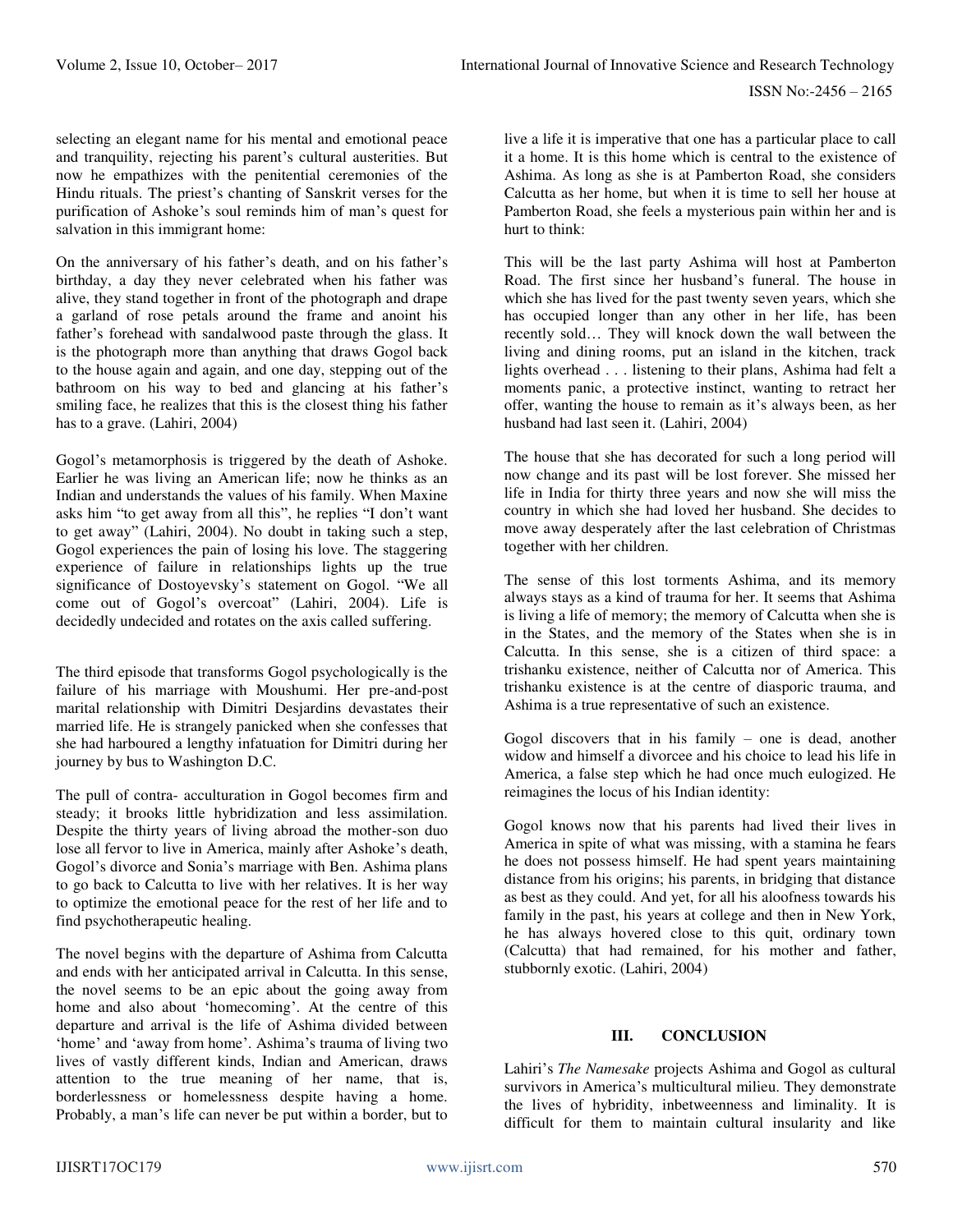selecting an elegant name for his mental and emotional peace and tranquility, rejecting his parent's cultural austerities. But now he empathizes with the penitential ceremonies of the Hindu rituals. The priest's chanting of Sanskrit verses for the purification of Ashoke's soul reminds him of man's quest for salvation in this immigrant home:

On the anniversary of his father's death, and on his father's birthday, a day they never celebrated when his father was alive, they stand together in front of the photograph and drape a garland of rose petals around the frame and anoint his father's forehead with sandalwood paste through the glass. It is the photograph more than anything that draws Gogol back to the house again and again, and one day, stepping out of the bathroom on his way to bed and glancing at his father's smiling face, he realizes that this is the closest thing his father has to a grave. (Lahiri, 2004)

Gogol's metamorphosis is triggered by the death of Ashoke. Earlier he was living an American life; now he thinks as an Indian and understands the values of his family. When Maxine asks him "to get away from all this", he replies "I don't want to get away" (Lahiri, 2004). No doubt in taking such a step, Gogol experiences the pain of losing his love. The staggering experience of failure in relationships lights up the true significance of Dostoyevsky's statement on Gogol. "We all come out of Gogol's overcoat" (Lahiri, 2004). Life is decidedly undecided and rotates on the axis called suffering.

The third episode that transforms Gogol psychologically is the failure of his marriage with Moushumi. Her pre-and-post marital relationship with Dimitri Desjardins devastates their married life. He is strangely panicked when she confesses that she had harboured a lengthy infatuation for Dimitri during her journey by bus to Washington D.C.

The pull of contra- acculturation in Gogol becomes firm and steady; it brooks little hybridization and less assimilation. Despite the thirty years of living abroad the mother-son duo lose all fervor to live in America, mainly after Ashoke's death, Gogol's divorce and Sonia's marriage with Ben. Ashima plans to go back to Calcutta to live with her relatives. It is her way to optimize the emotional peace for the rest of her life and to find psychotherapeutic healing.

The novel begins with the departure of Ashima from Calcutta and ends with her anticipated arrival in Calcutta. In this sense, the novel seems to be an epic about the going away from home and also about 'homecoming'. At the centre of this departure and arrival is the life of Ashima divided between 'home' and 'vastly away from home'. Ashima's trauma of living two lives of vastly different kinds, Indian and American, draws attention to the true meaning of her name, that is, borderlessness or homelessness despite having a home. Probably, a man's life can never be put within a border, but to live a life it is imperative that one has a particular place to call it a home. It is this home which is central to the existence of Ashima. As long as she is at Pamberton Road, she considers Calcutta as her home, but when it is time to sell her house at Pamberton Road, she feels a mysterious pain within her and is hurt to think:

This will be the last party Ashima will host at Pamberton Road. The first since her husband's funeral. The house in which she has lived for the past twenty seven years, which she has occupied longer than any other in her life, has been recently sold… They will knock down the wall between the living and dining rooms, put an island in the kitchen, track lights overhead . . . listening to their plans, Ashima had felt a moments panic, a protective instinct, wanting to retract her offer, wanting the house to remain as it's always been, as her husband had last seen it. (Lahiri, 2004)

The house that she has decorated for such a long period will now change and its past will be lost forever. She missed her life in India for thirty three years and now she will miss the country in which she had loved her husband. She decides to move away desperately after the last celebration of Christmas together with her children.

The sense of this lost torments Ashima, and its memory always stays as a kind of trauma for her. It seems that Ashima is living a life of memory; the memory of Calcutta when she is in the States, and the memory of the States when she is in Calcutta. In this sense, she is a citizen of third space: a trishanku existence, neither of Calcutta nor of America. This trishanku existence is at the centre of diasporic trauma, and Ashima is a true representative of such an existence.

Gogol discovers that in his family – one is dead, another widow and himself a divorcee and his choice to lead his life in America, a false step which he had once much eulogized. He reimagines the locus of his Indian identity:

Gogol knows now that his parents had lived their lives in America in spite of what was missing, with a stamina he fears he does not possess himself. He had spent years maintaining distance from his origins; his parents, in bridging that distance as best as they could. And yet, for all his aloofness towards his family in the past, his years at college and then in New York, he has always hovered close to this quit, ordinary town (Calcutta) that had remained, for his mother and father, stubbornly exotic. (Lahiri, 2004)

## III. CONCLUSION

Lahiri's *The Namesake* projects Ashima and Gogol as cultural survivors in America's multicultural milieu. They demonstrate the lives of hybridity, inbetweenness and liminality. It is difficult for them to maintain cultural insularity and like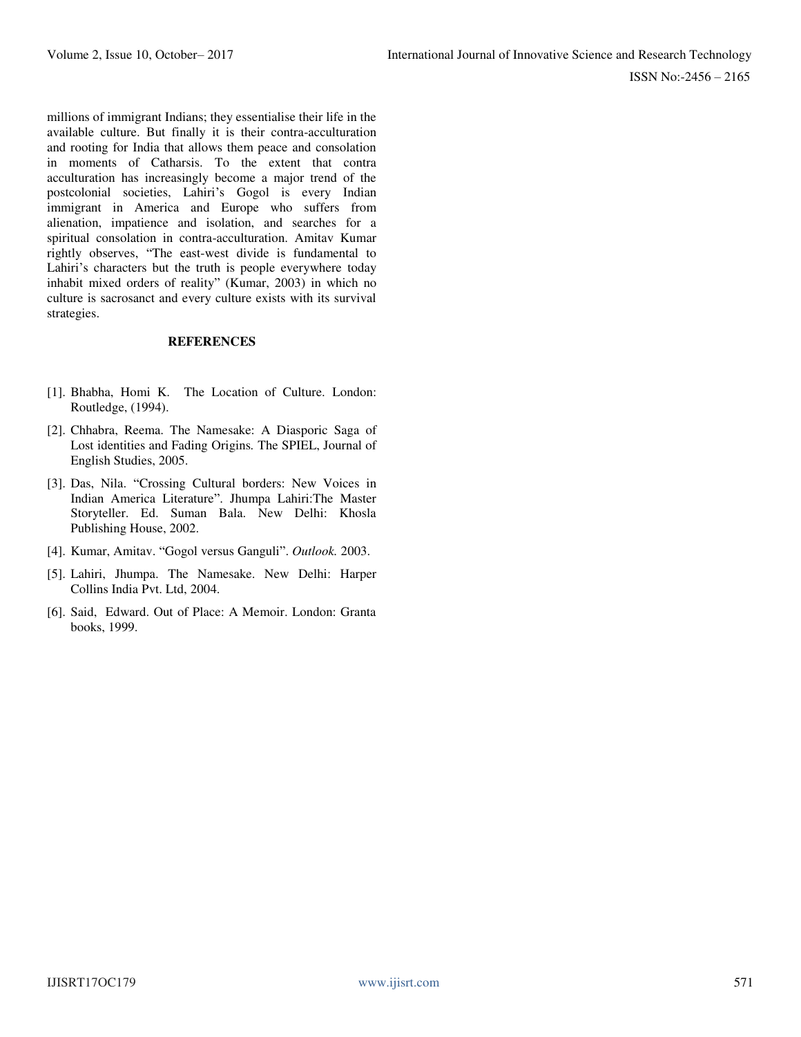millions of immigrant Indians; they essentialise their life in the available culture. But finally it is their contra-acculturation and rooting for India that allows them peace and consolation in moments of Catharsis. To the extent that contra acculturation has increasingly become a major trend of the postcolonial societies, Lahiri's Gogol is every Indian immigrant in America and Europe who suffers from alienation, impatience and isolation, and searches for a spiritual consolation in contra-acculturation. Amitav Kumar rightly observes, "The east-west divide is fundamental to Lahiri's characters but the truth is people everywhere today inhabit mixed orders of reality" (Kumar, 2003) in which no culture is sacrosanct and every culture exists with its survival strategies.

## REFERENCES

[1]. Bhabha, Homi K. The Location of Culture. London: Routledge, (1994).

[2]. Chhabra, Reema. The Namesake: A Diasporic Saga of Lost identities and Fading Origins. The SPIEL, Journal of English Studies, 2005.

[3]. Das, Nila. "Crossing Cultural borders: New Voices in Indian America Literature". Jhumpa Lahiri:The Master Storyteller. Ed. Suman Bala. New Delhi: Khosla Publishing House, 2002.

[4]. Kumar, Amitav. "Gogol versus Ganguli". *Outlook.* 2003.

[5]. Lahiri, Jhumpa. The Namesake. New Delhi: Harper Collins India Pvt. Ltd, 2004.

[6]. Said, Edward. Out of Place: A Memoir. London: Granta books, 1999.